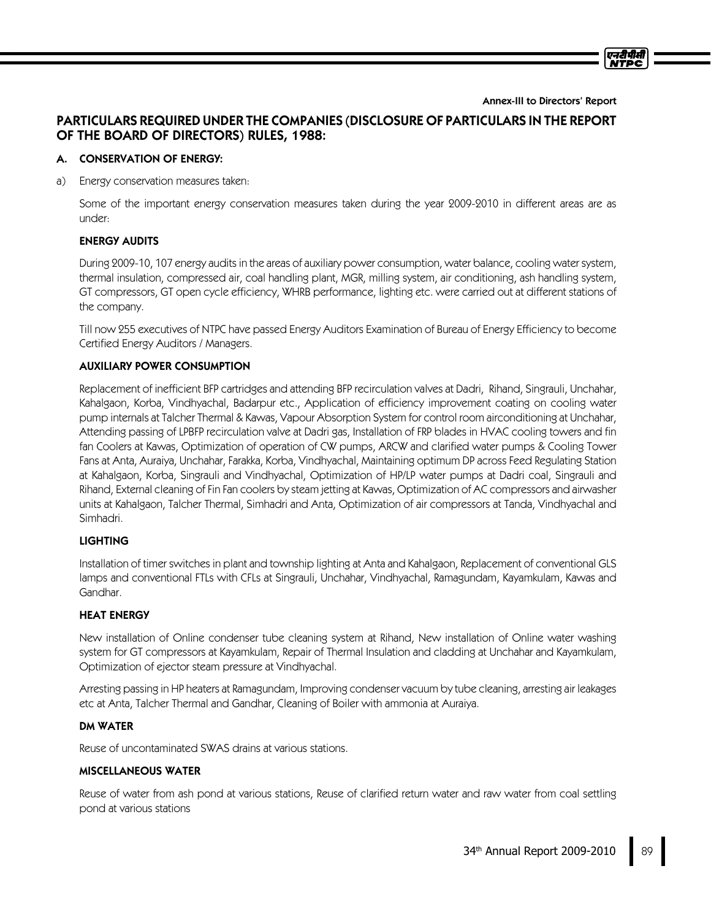Annex-III to Directors' Report

# PARTICULARS REQUIRED UNDER THE COMPANIES (DISCLOSURE OF PARTICULARS IN THE REPORT OF THE BOARD OF DIRECTORS) RULES, 1988:

## A. CONSERVATION OF ENERGY:

a) Energy conservation measures taken:

Some of the important energy conservation measures taken during the year 2009-2010 in different areas are as under:

### ENERGY AUDITS

During 2009-10, 107 energy audits in the areas of auxiliary power consumption, water balance, cooling water system, thermal insulation, compressed air, coal handling plant, MGR, milling system, air conditioning, ash handling system, GT compressors, GT open cycle efficiency, WHRB performance, lighting etc. were carried out at different stations of the company.

Till now 255 executives of NTPC have passed Energy Auditors Examination of Bureau of Energy Efficiency to become Certified Energy Auditors / Managers.

### AUXILIARY POWER CONSUMPTION

Replacement of inefficient BFP cartridges and attending BFP recirculation valves at Dadri, Rihand, Singrauli, Unchahar, Kahalgaon, Korba, Vindhyachal, Badarpur etc., Application of efficiency improvement coating on cooling water pump internals at Talcher Thermal & Kawas, Vapour Absorption System for control room airconditioning at Unchahar, Attending passing of LPBFP recirculation valve at Dadri gas, Installation of FRP blades in HVAC cooling towers and fin fan Coolers at Kawas, Optimization of operation of CW pumps, ARCW and clarified water pumps & Cooling Tower Fans at Anta, Auraiya, Unchahar, Farakka, Korba, Vindhyachal, Maintaining optimum DP across Feed Regulating Station at Kahalgaon, Korba, Singrauli and Vindhyachal, Optimization of HP/LP water pumps at Dadri coal, Singrauli and Rihand, External cleaning of Fin Fan coolers by steam jetting at Kawas, Optimization of AC compressors and airwasher units at Kahalgaon, Talcher Thermal, Simhadri and Anta, Optimization of air compressors at Tanda, Vindhyachal and Simhadri.

### LIGHTING

Installation of timer switches in plant and township lighting at Anta and Kahalgaon, Replacement of conventional GLS lamps and conventional FTLs with CFLs at Singrauli, Unchahar, Vindhyachal, Ramagundam, Kayamkulam, Kawas and Gandhar.

### HEAT ENERGY

New installation of Online condenser tube cleaning system at Rihand, New installation of Online water washing system for GT compressors at Kayamkulam, Repair of Thermal Insulation and cladding at Unchahar and Kayamkulam, Optimization of ejector steam pressure at Vindhyachal.

Arresting passing in HP heaters at Ramagundam, Improving condenser vacuum by tube cleaning, arresting air leakages etc at Anta, Talcher Thermal and Gandhar, Cleaning of Boiler with ammonia at Auraiya.

### DM WATER

Reuse of uncontaminated SWAS drains at various stations.

### MISCELLANEOUS WATER

Reuse of water from ash pond at various stations, Reuse of clarified return water and raw water from coal settling pond at various stations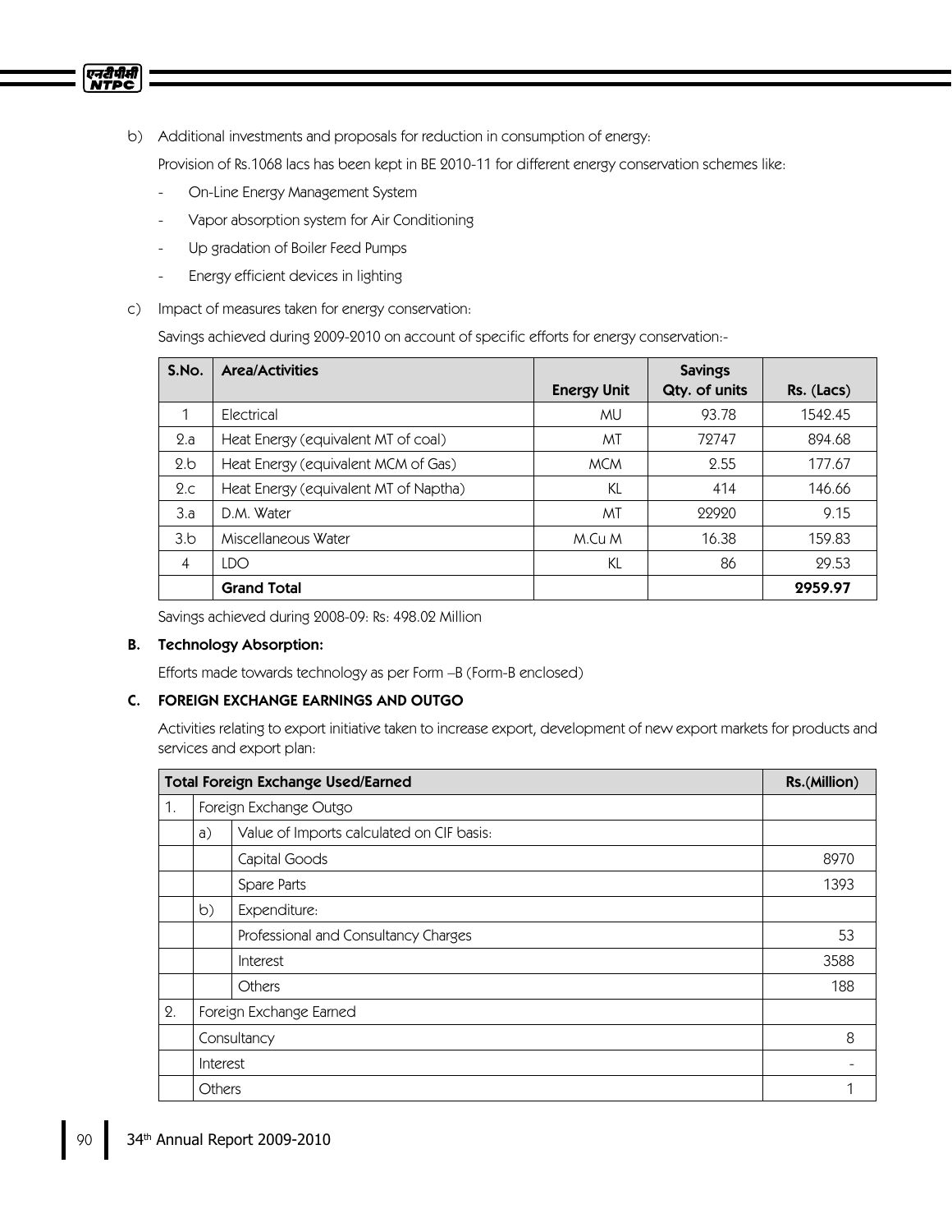b) Additional investments and proposals for reduction in consumption of energy:

Provision of Rs.1068 lacs has been kept in BE 2010-11 for different energy conservation schemes like:

- On-Line Energy Management System
- Vapor absorption system for Air Conditioning
- Up gradation of Boiler Feed Pumps
- Energy efficient devices in lighting

c) Impact of measures taken for energy conservation:

Savings achieved during 2009-2010 on account of specific efforts for energy conservation:-

| S.No. | Area/Activities | Energy Unit | Savings Qty. of units | Rs. (Lacs) |
|---|---|---|---|---|
| 1 | Electrical | MU | 93.78 | 1542.45 |
| 2.a | Heat Energy (equivalent MT of coal) | MT | 72747 | 894.68 |
| 2.b | Heat Energy (equivalent MCM of Gas) | MCM | 2.55 | 177.67 |
| 2.c | Heat Energy (equivalent MT of Naptha) | KL | 414 | 146.66 |
| 3.a | D.M. Water | MT | 22920 | 9.15 |
| 3.b | Miscellaneous Water | M.Cu M | 16.38 | 159.83 |
| 4 | LDO | KL | 86 | 29.53 |
| | **Grand Total** | | | **2959.97** |

Savings achieved during 2008-09: Rs: 498.02 Million

**B. Technology Absorption:**

Efforts made towards technology as per Form –B (Form-B enclosed)

**C. FOREIGN EXCHANGE EARNINGS AND OUTGO**

Activities relating to export initiative taken to increase export, development of new export markets for products and services and export plan:

| Total Foreign Exchange Used/Earned | | | Rs.(Million) |
|---|---|---|---|
| 1. | Foreign Exchange Outgo | | |
| | a) | Value of Imports calculated on CIF basis: | |
| | | Capital Goods | 8970 |
| | | Spare Parts | 1393 |
| | b) | Expenditure: | |
| | | Professional and Consultancy Charges | 53 |
| | | Interest | 3588 |
| | | Others | 188 |
| 2. | Foreign Exchange Earned | | |
| | Consultancy | | 8 |
| | Interest | | - |
| | Others | | 1 |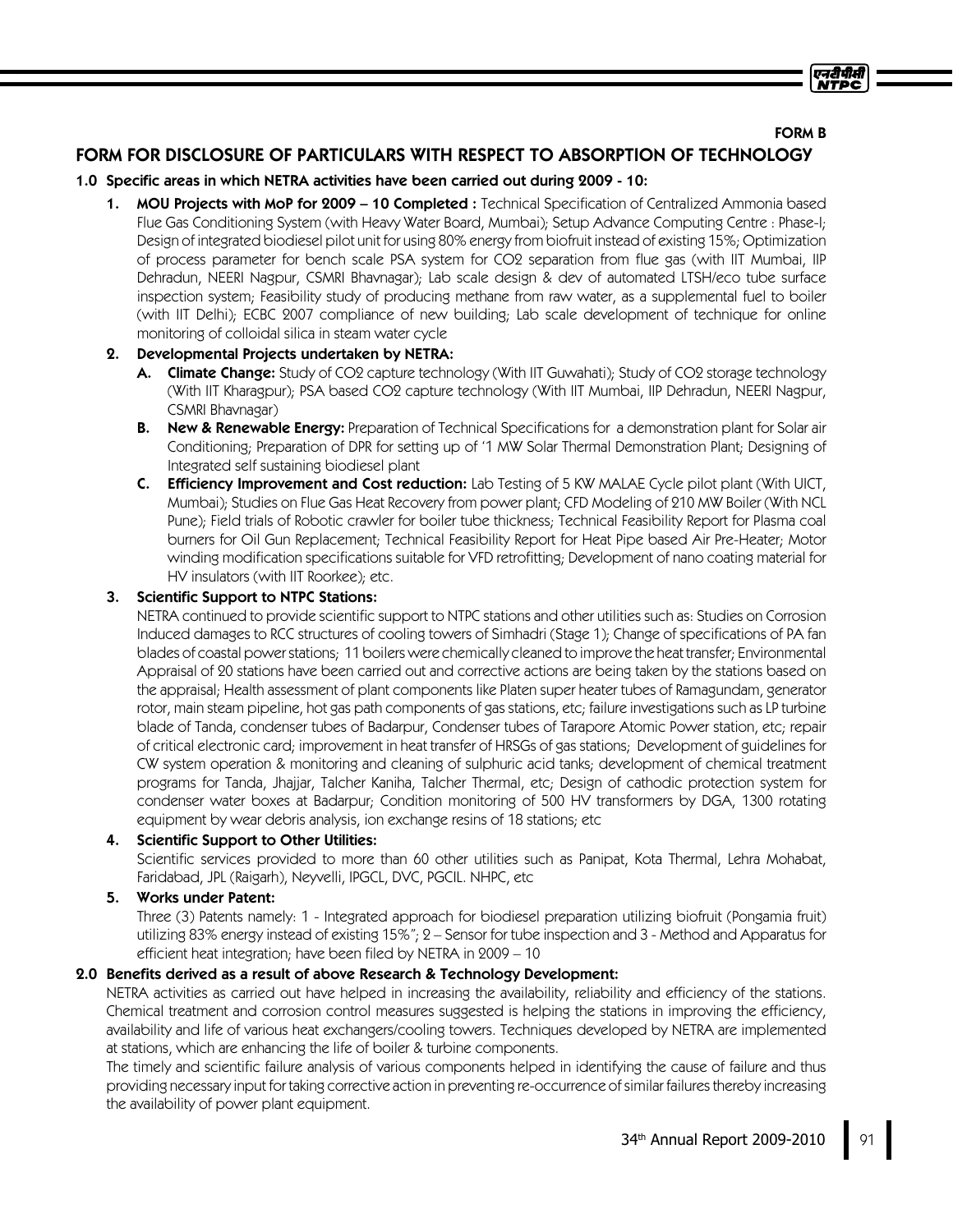**FORM B**

# FORM FOR DISCLOSURE OF PARTICULARS WITH RESPECT TO ABSORPTION OF TECHNOLOGY

## 1.0 Specific areas in which NETRA activities have been carried out during 2009 - 10:

1. **MOU Projects with MoP for 2009 – 10 Completed :** Technical Specification of Centralized Ammonia based Flue Gas Conditioning System (with Heavy Water Board, Mumbai); Setup Advance Computing Centre : Phase-I; Design of integrated biodiesel pilot unit for using 80% energy from biofruit instead of existing 15%; Optimization of process parameter for bench scale PSA system for CO2 separation from flue gas (with IIT Mumbai, IIP Dehradun, NEERI Nagpur, CSMRI Bhavnagar); Lab scale design & dev of automated LTSH/eco tube surface inspection system; Feasibility study of producing methane from raw water, as a supplemental fuel to boiler (with IIT Delhi); ECBC 2007 compliance of new building; Lab scale development of technique for online monitoring of colloidal silica in steam water cycle

2. **Developmental Projects undertaken by NETRA:**
   - **A. Climate Change:** Study of CO2 capture technology (With IIT Guwahati); Study of CO2 storage technology (With IIT Kharagpur); PSA based CO2 capture technology (With IIT Mumbai, IIP Dehradun, NEERI Nagpur, CSMRI Bhavnagar)
   - **B. New & Renewable Energy:** Preparation of Technical Specifications for a demonstration plant for Solar air Conditioning; Preparation of DPR for setting up of '1 MW Solar Thermal Demonstration Plant; Designing of Integrated self sustaining biodiesel plant
   - **C. Efficiency Improvement and Cost reduction:** Lab Testing of 5 KW MALAE Cycle pilot plant (With UICT, Mumbai); Studies on Flue Gas Heat Recovery from power plant; CFD Modeling of 210 MW Boiler (With NCL Pune); Field trials of Robotic crawler for boiler tube thickness; Technical Feasibility Report for Plasma coal burners for Oil Gun Replacement; Technical Feasibility Report for Heat Pipe based Air Pre-Heater; Motor winding modification specifications suitable for VFD retrofitting; Development of nano coating material for HV insulators (with IIT Roorkee); etc.

3. **Scientific Support to NTPC Stations:**
   NETRA continued to provide scientific support to NTPC stations and other utilities such as: Studies on Corrosion Induced damages to RCC structures of cooling towers of Simhadri (Stage 1); Change of specifications of PA fan blades of coastal power stations; 11 boilers were chemically cleaned to improve the heat transfer; Environmental Appraisal of 20 stations have been carried out and corrective actions are being taken by the stations based on the appraisal; Health assessment of plant components like Platen super heater tubes of Ramagundam, generator rotor, main steam pipeline, hot gas path components of gas stations, etc; failure investigations such as LP turbine blade of Tanda, condenser tubes of Badarpur, Condenser tubes of Tarapore Atomic Power station, etc; repair of critical electronic card; improvement in heat transfer of HRSGs of gas stations; Development of guidelines for CW system operation & monitoring and cleaning of sulphuric acid tanks; development of chemical treatment programs for Tanda, Jhajjar, Talcher Kaniha, Talcher Thermal, etc; Design of cathodic protection system for condenser water boxes at Badarpur; Condition monitoring of 500 HV transformers by DGA, 1300 rotating equipment by wear debris analysis, ion exchange resins of 18 stations; etc

4. **Scientific Support to Other Utilities:**
   Scientific services provided to more than 60 other utilities such as Panipat, Kota Thermal, Lehra Mohabat, Faridabad, JPL (Raigarh), Neyvelli, IPGCL, DVC, PGCIL. NHPC, etc

5. **Works under Patent:**
   Three (3) Patents namely: 1 - Integrated approach for biodiesel preparation utilizing biofruit (Pongamia fruit) utilizing 83% energy instead of existing 15%"; 2 – Sensor for tube inspection and 3 - Method and Apparatus for efficient heat integration; have been filed by NETRA in 2009 – 10

## 2.0 Benefits derived as a result of above Research & Technology Development:

NETRA activities as carried out have helped in increasing the availability, reliability and efficiency of the stations. Chemical treatment and corrosion control measures suggested is helping the stations in improving the efficiency, availability and life of various heat exchangers/cooling towers. Techniques developed by NETRA are implemented at stations, which are enhancing the life of boiler & turbine components.

The timely and scientific failure analysis of various components helped in identifying the cause of failure and thus providing necessary input for taking corrective action in preventing re-occurrence of similar failures thereby increasing the availability of power plant equipment.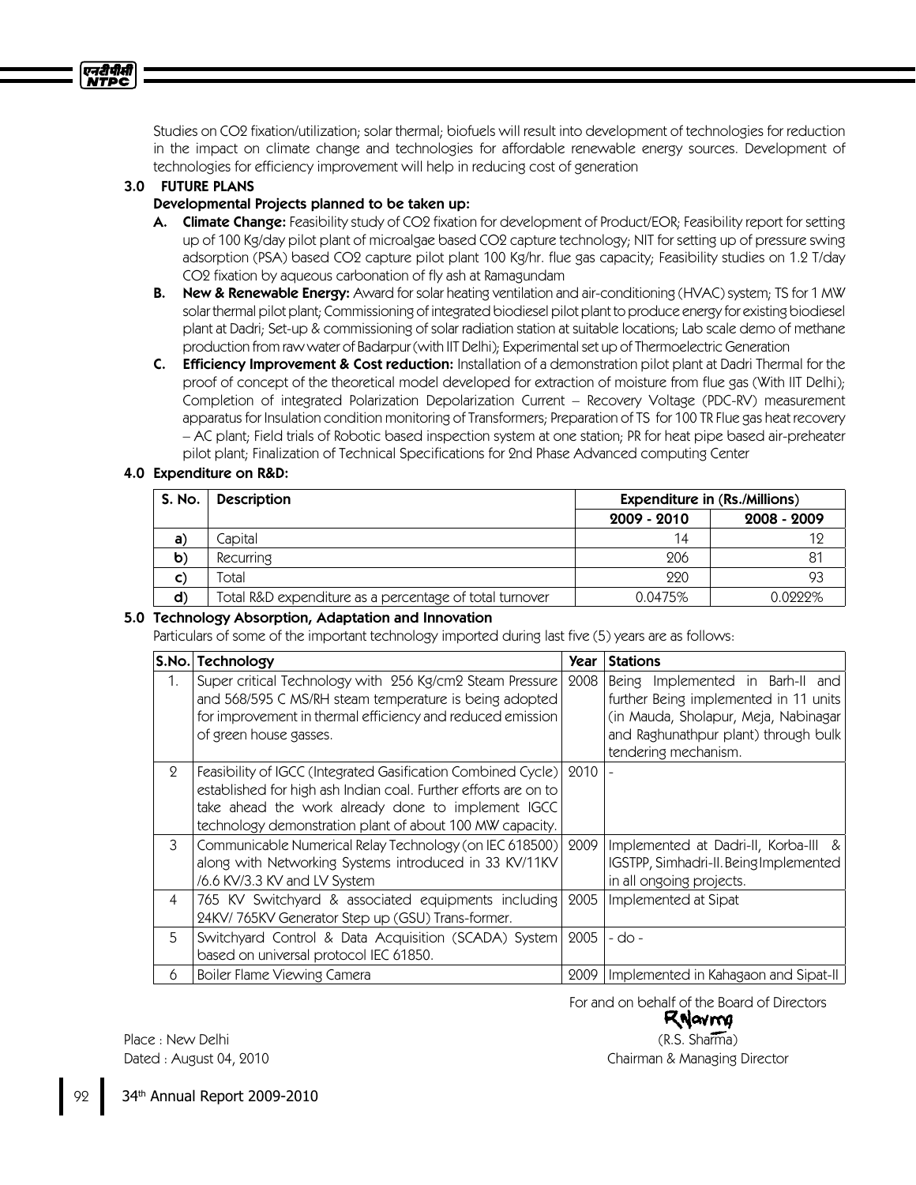Studies on $CO_2$ fixation/utilization; solar thermal; biofuels will result into development of technologies for reduction in the impact on climate change and technologies for affordable renewable energy sources. Development of technologies for efficiency improvement will help in reducing cost of generation

### 3.0 FUTURE PLANS

**Developmental Projects planned to be taken up:**

**A. Climate Change:** Feasibility study of $CO_2$ fixation for development of Product/EOR; Feasibility report for setting up of 100 Kg/day pilot plant of microalgae based $CO_2$ capture technology; NIT for setting up of pressure swing adsorption (PSA) based $CO_2$ capture pilot plant 100 Kg/hr. flue gas capacity; Feasibility studies on 1.2 T/day $CO_2$ fixation by aqueous carbonation of fly ash at Ramagundam

**B. New & Renewable Energy:** Award for solar heating ventilation and air-conditioning (HVAC) system; TS for 1 MW solar thermal pilot plant; Commissioning of integrated biodiesel pilot plant to produce energy for existing biodiesel plant at Dadri; Set-up & commissioning of solar radiation station at suitable locations; Lab scale demo of methane production from raw water of Badarpur (with IIT Delhi); Experimental set up of Thermoelectric Generation

**C. Efficiency Improvement & Cost reduction:** Installation of a demonstration pilot plant at Dadri Thermal for the proof of concept of the theoretical model developed for extraction of moisture from flue gas (With IIT Delhi); Completion of integrated Polarization Depolarization Current – Recovery Voltage (PDC-RV) measurement apparatus for Insulation condition monitoring of Transformers; Preparation of TS for 100 TR Flue gas heat recovery – AC plant; Field trials of Robotic based inspection system at one station; PR for heat pipe based air-preheater pilot plant; Finalization of Technical Specifications for 2nd Phase Advanced computing Center

### 4.0 Expenditure on R&D:

| S. No. | Description | Expenditure in (Rs./Millions) | |
|---|---|---|---|
| | | 2009 - 2010 | 2008 - 2009 |
| a) | Capital | 14 | 12 |
| b) | Recurring | 206 | 81 |
| c) | Total | 220 | 93 |
| d) | Total R&D expenditure as a percentage of total turnover | 0.0475% | 0.0222% |

### 5.0 Technology Absorption, Adaptation and Innovation

Particulars of some of the important technology imported during last five (5) years are as follows:

| S.No. | Technology | Year | Stations |
|---|---|---|---|
| 1. | Super critical Technology with 256 Kg/cm2 Steam Pressure and 568/595 C MS/RH steam temperature is being adopted for improvement in thermal efficiency and reduced emission of green house gasses. | 2008 | Being Implemented in Barh-II and further Being implemented in 11 units (in Mauda, Sholapur, Meja, Nabinagar and Raghunathpur plant) through bulk tendering mechanism. |
| 2 | Feasibility of IGCC (Integrated Gasification Combined Cycle) established for high ash Indian coal. Further efforts are on to take ahead the work already done to implement IGCC technology demonstration plant of about 100 MW capacity. | 2010 | - |
| 3 | Communicable Numerical Relay Technology (on IEC 618500) along with Networking Systems introduced in 33 KV/11KV /6.6 KV/3.3 KV and LV System | 2009 | Implemented at Dadri-II, Korba-III & IGSTPP, Simhadri-II. Being Implemented in all ongoing projects. |
| 4 | 765 KV Switchyard & associated equipments including 24KV/ 765KV Generator Step up (GSU) Trans-former. | 2005 | Implemented at Sipat |
| 5 | Switchyard Control & Data Acquisition (SCADA) System based on universal protocol IEC 61850. | 2005 | - do - |
| 6 | Boiler Flame Viewing Camera | 2009 | Implemented in Kahagaon and Sipat-II |

For and on behalf of the Board of Directors

(R.S. Sharma)
Chairman & Managing Director

Place : New Delhi
Dated : August 04, 2010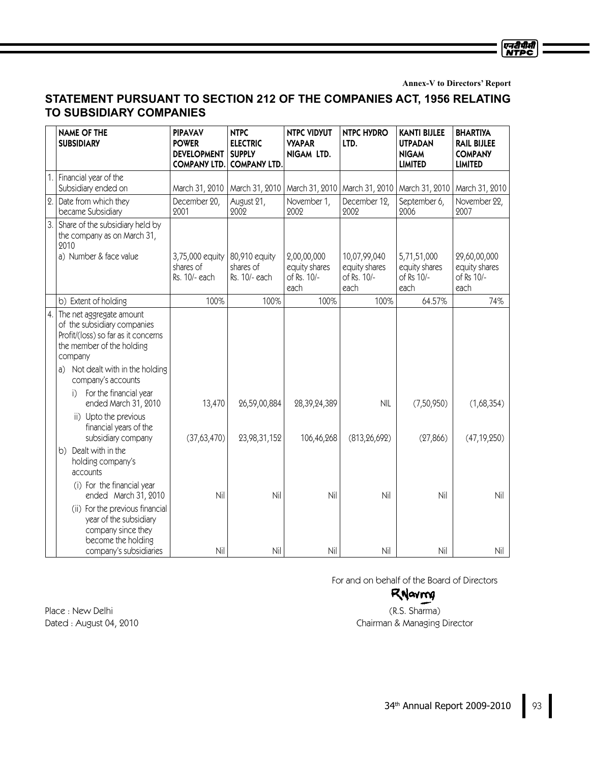Annex-V to Directors' Report

# STATEMENT PURSUANT TO SECTION 212 OF THE COMPANIES ACT, 1956 RELATING TO SUBSIDIARY COMPANIES

| | NAME OF THE SUBSIDIARY | PIPAVAV POWER DEVELOPMENT COMPANY LTD. | NTPC ELECTRIC SUPPLY COMPANY LTD. | NTPC VIDYUT VYAPAR NIGAM LTD. | NTPC HYDRO LTD. | KANTI BIJLEE UTPADAN NIGAM LIMITED | BHARTIYA RAIL BIJLEE COMPANY LIMITED |
|---|---|---|---|---|---|---|---|
| 1. | Financial year of the Subsidiary ended on | March 31, 2010 | March 31, 2010 | March 31, 2010 | March 31, 2010 | March 31, 2010 | March 31, 2010 |
| 2. | Date from which they became Subsidiary | December 20, 2001 | August 21, 2002 | November 1, 2002 | December 12, 2002 | September 6, 2006 | November 22, 2007 |
| 3. | Share of the subsidiary held by the company as on March 31, 2010 | | | | | | |
| | a) Number & face value | 3,75,000 equity shares of Rs. 10/- each | 80,910 equity shares of Rs. 10/- each | 2,00,00,000 equity shares of Rs. 10/- each | 10,07,99,040 equity shares of Rs. 10/- each | 5,71,51,000 equity shares of Rs 10/- each | 29,60,00,000 equity shares of Rs 10/- each |
| | b) Extent of holding | 100% | 100% | 100% | 100% | 64.57% | 74% |
| 4. | The net aggregate amount of the subsidiary companies Profit/(loss) so far as it concerns the member of the holding company | | | | | | |
| | a) Not dealt with in the holding company's accounts | | | | | | |
| | i) For the financial year ended March 31, 2010 | 13,470 | 26,59,00,884 | 28,39,24,389 | NIL | (7,50,950) | (1,68,354) |
| | ii) Upto the previous financial years of the subsidiary company | (37,63,470) | 23,98,31,152 | 106,46,268 | (813,26,692) | (27,866) | (47,19,250) |
| | b) Dealt with in the holding company's accounts | | | | | | |
| | (i) For the financial year ended March 31, 2010 | Nil | Nil | Nil | Nil | Nil | Nil |
| | (ii) For the previous financial year of the subsidiary company since they become the holding company's subsidiaries | Nil | Nil | Nil | Nil | Nil | Nil |

For and on behalf of the Board of Directors

(R.S. Sharma)
Chairman & Managing Director

Place : New Delhi
Dated : August 04, 2010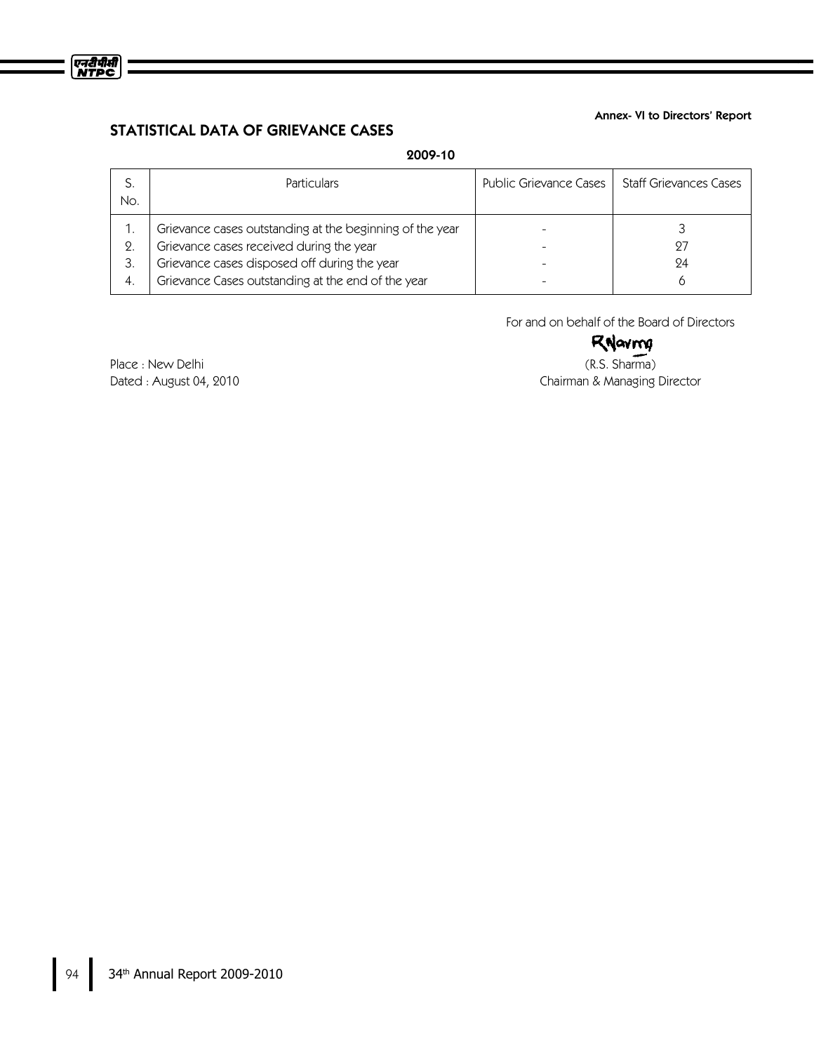Annex- VI to Directors' Report

## STATISTICAL DATA OF GRIEVANCE CASES

**2009-10**

| S. No. | Particulars | Public Grievance Cases | Staff Grievances Cases |
|---|---|---|---|
| 1. | Grievance cases outstanding at the beginning of the year | - | 3 |
| 2. | Grievance cases received during the year | - | 27 |
| 3. | Grievance cases disposed off during the year | - | 24 |
| 4. | Grievance Cases outstanding at the end of the year | - | 6 |

For and on behalf of the Board of Directors

Place : New Delhi
Dated : August 04, 2010

(R.S. Sharma)
Chairman & Managing Director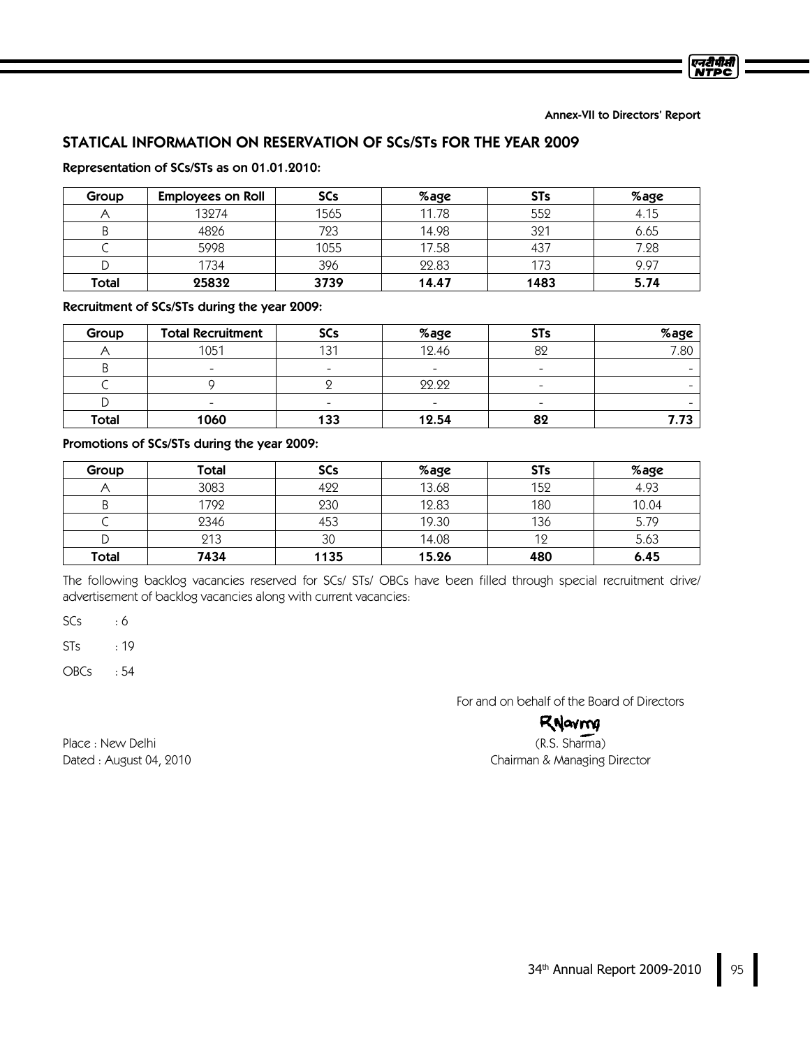Annex-VII to Directors' Report

## STATICAL INFORMATION ON RESERVATION OF SCs/STs FOR THE YEAR 2009

**Representation of SCs/STs as on 01.01.2010:**

| Group | Employees on Roll | SCs | %age | STs | %age |
|---|---|---|---|---|---|
| A | 13274 | 1565 | 11.78 | 552 | 4.15 |
| B | 4826 | 723 | 14.98 | 321 | 6.65 |
| C | 5998 | 1055 | 17.58 | 437 | 7.28 |
| D | 1734 | 396 | 22.83 | 173 | 9.97 |
| **Total** | **25832** | **3739** | **14.47** | **1483** | **5.74** |

**Recruitment of SCs/STs during the year 2009:**

| Group | Total Recruitment | SCs | %age | STs | %age |
|---|---|---|---|---|---|
| A | 1051 | 131 | 12.46 | 82 | 7.80 |
| B | - | - | - | - | - |
| C | 9 | 2 | 22.22 | - | - |
| D | - | - | - | - | - |
| **Total** | **1060** | **133** | **12.54** | **82** | **7.73** |

**Promotions of SCs/STs during the year 2009:**

| Group | Total | SCs | %age | STs | %age |
|---|---|---|---|---|---|
| A | 3083 | 422 | 13.68 | 152 | 4.93 |
| B | 1792 | 230 | 12.83 | 180 | 10.04 |
| C | 2346 | 453 | 19.30 | 136 | 5.79 |
| D | 213 | 30 | 14.08 | 12 | 5.63 |
| **Total** | **7434** | **1135** | **15.26** | **480** | **6.45** |

The following backlog vacancies reserved for SCs/ STs/ OBCs have been filled through special recruitment drive/ advertisement of backlog vacancies along with current vacancies:

SCs : 6

STs : 19

OBCs : 54

For and on behalf of the Board of Directors

(R.S. Sharma)
Chairman & Managing Director

Place : New Delhi
Dated : August 04, 2010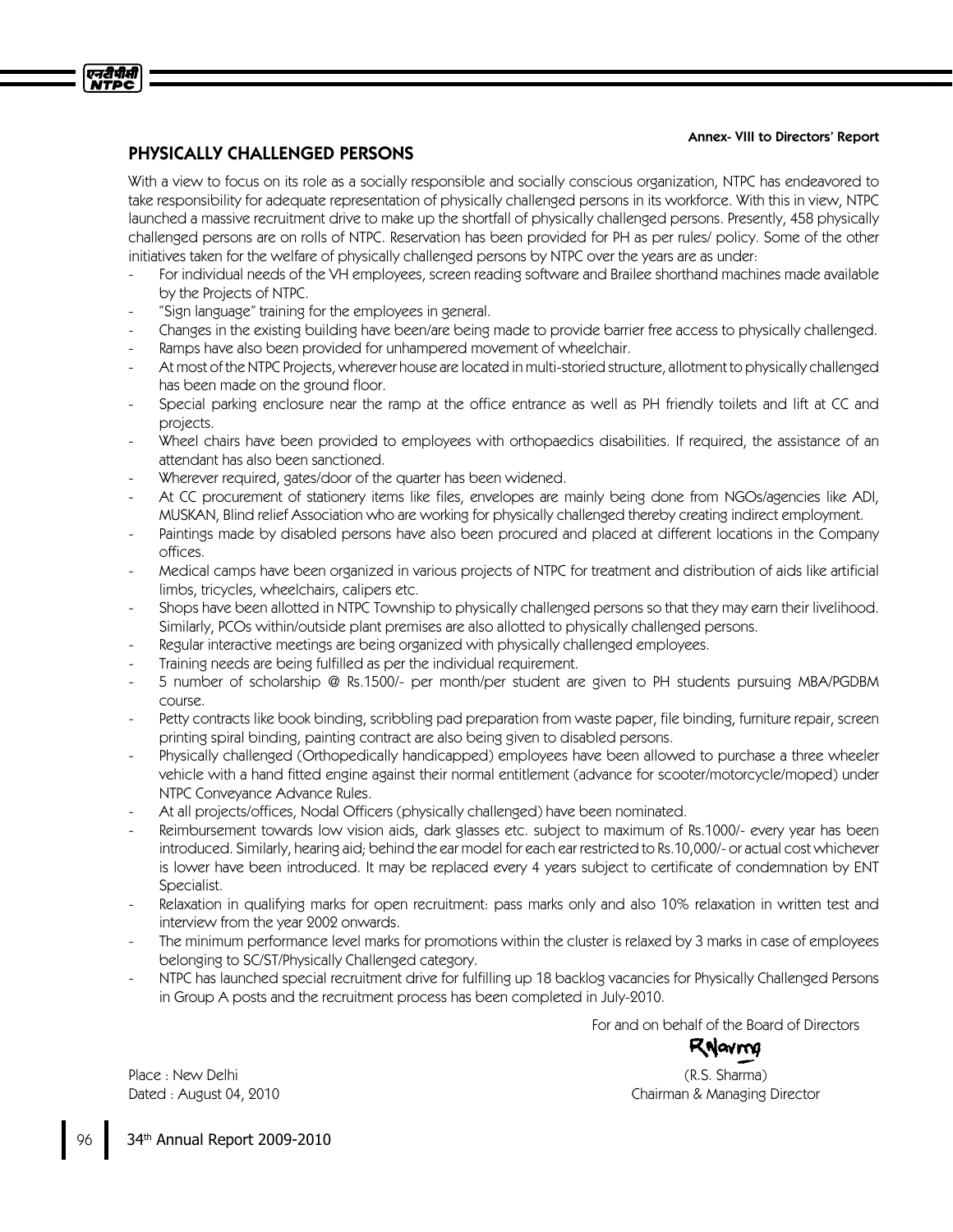Annex- VIII to Directors' Report

## PHYSICALLY CHALLENGED PERSONS

With a view to focus on its role as a socially responsible and socially conscious organization, NTPC has endeavored to take responsibility for adequate representation of physically challenged persons in its workforce. With this in view, NTPC launched a massive recruitment drive to make up the shortfall of physically challenged persons. Presently, 458 physically challenged persons are on rolls of NTPC. Reservation has been provided for PH as per rules/ policy. Some of the other initiatives taken for the welfare of physically challenged persons by NTPC over the years are as under:

- For individual needs of the VH employees, screen reading software and Brailee shorthand machines made available by the Projects of NTPC.
- "Sign language" training for the employees in general.
- Changes in the existing building have been/are being made to provide barrier free access to physically challenged.
- Ramps have also been provided for unhampered movement of wheelchair.
- At most of the NTPC Projects, wherever house are located in multi-storied structure, allotment to physically challenged has been made on the ground floor.
- Special parking enclosure near the ramp at the office entrance as well as PH friendly toilets and lift at CC and projects.
- Wheel chairs have been provided to employees with orthopaedics disabilities. If required, the assistance of an attendant has also been sanctioned.
- Wherever required, gates/door of the quarter has been widened.
- At CC procurement of stationery items like files, envelopes are mainly being done from NGOs/agencies like ADI, MUSKAN, Blind relief Association who are working for physically challenged thereby creating indirect employment.
- Paintings made by disabled persons have also been procured and placed at different locations in the Company offices.
- Medical camps have been organized in various projects of NTPC for treatment and distribution of aids like artificial limbs, tricycles, wheelchairs, calipers etc.
- Shops have been allotted in NTPC Township to physically challenged persons so that they may earn their livelihood. Similarly, PCOs within/outside plant premises are also allotted to physically challenged persons.
- Regular interactive meetings are being organized with physically challenged employees.
- Training needs are being fulfilled as per the individual requirement.
- 5 number of scholarship @ Rs.1500/- per month/per student are given to PH students pursuing MBA/PGDBM course.
- Petty contracts like book binding, scribbling pad preparation from waste paper, file binding, furniture repair, screen printing spiral binding, painting contract are also being given to disabled persons.
- Physically challenged (Orthopedically handicapped) employees have been allowed to purchase a three wheeler vehicle with a hand fitted engine against their normal entitlement (advance for scooter/motorcycle/moped) under NTPC Conveyance Advance Rules.
- At all projects/offices, Nodal Officers (physically challenged) have been nominated.
- Reimbursement towards low vision aids, dark glasses etc. subject to maximum of Rs.1000/- every year has been introduced. Similarly, hearing aid; behind the ear model for each ear restricted to Rs.10,000/- or actual cost whichever is lower have been introduced. It may be replaced every 4 years subject to certificate of condemnation by ENT Specialist.
- Relaxation in qualifying marks for open recruitment: pass marks only and also 10% relaxation in written test and interview from the year 2002 onwards.
- The minimum performance level marks for promotions within the cluster is relaxed by 3 marks in case of employees belonging to SC/ST/Physically Challenged category.
- NTPC has launched special recruitment drive for fulfilling up 18 backlog vacancies for Physically Challenged Persons in Group A posts and the recruitment process has been completed in July-2010.

For and on behalf of the Board of Directors

(R.S. Sharma)
Chairman & Managing Director

Place : New Delhi
Dated : August 04, 2010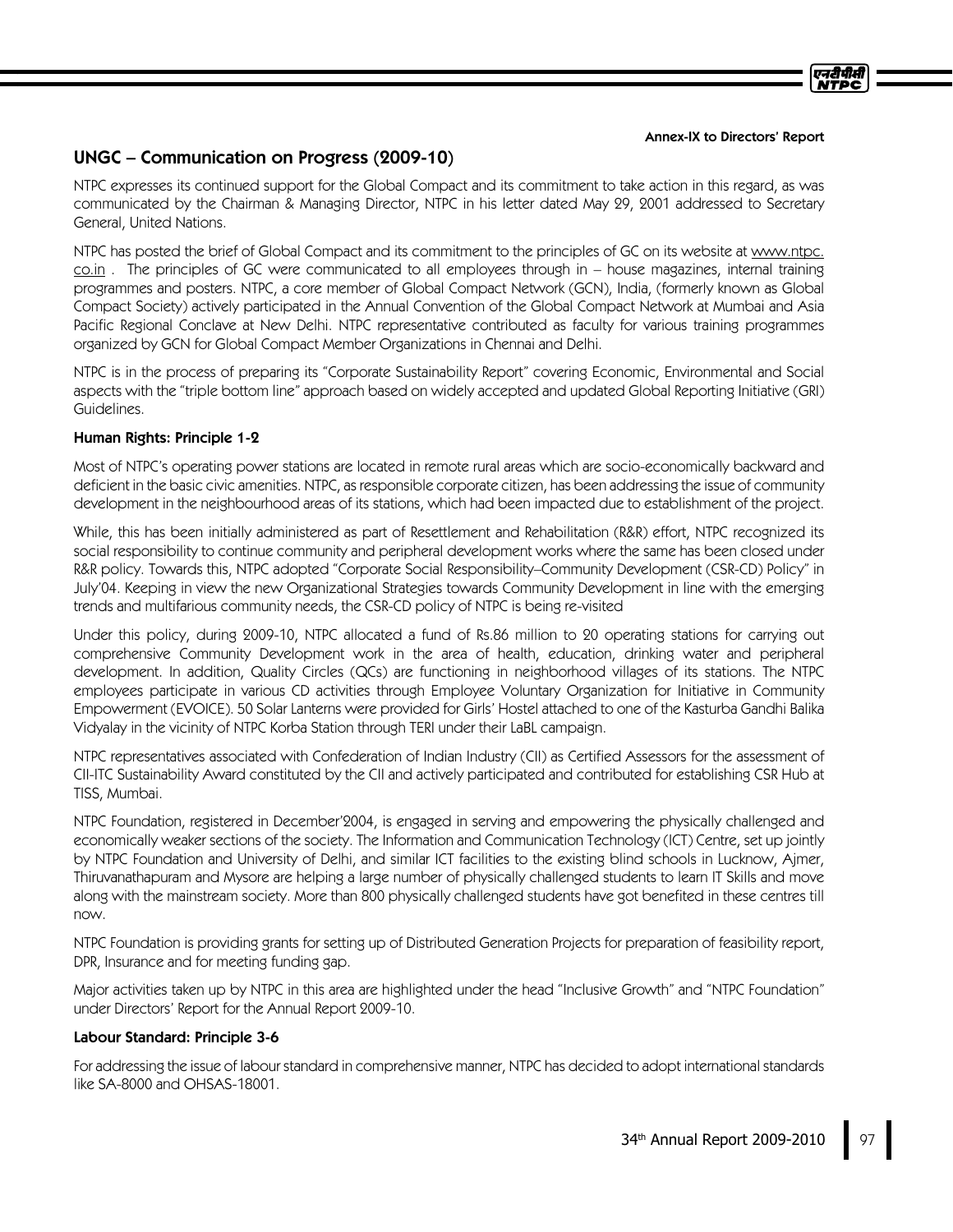Annex-IX to Directors' Report

## UNGC – Communication on Progress (2009-10)

NTPC expresses its continued support for the Global Compact and its commitment to take action in this regard, as was communicated by the Chairman & Managing Director, NTPC in his letter dated May 29, 2001 addressed to Secretary General, United Nations.

NTPC has posted the brief of Global Compact and its commitment to the principles of GC on its website at www.ntpc.co.in . The principles of GC were communicated to all employees through in – house magazines, internal training programmes and posters. NTPC, a core member of Global Compact Network (GCN), India, (formerly known as Global Compact Society) actively participated in the Annual Convention of the Global Compact Network at Mumbai and Asia Pacific Regional Conclave at New Delhi. NTPC representative contributed as faculty for various training programmes organized by GCN for Global Compact Member Organizations in Chennai and Delhi.

NTPC is in the process of preparing its "Corporate Sustainability Report" covering Economic, Environmental and Social aspects with the "triple bottom line" approach based on widely accepted and updated Global Reporting Initiative (GRI) Guidelines.

### Human Rights: Principle 1-2

Most of NTPC's operating power stations are located in remote rural areas which are socio-economically backward and deficient in the basic civic amenities. NTPC, as responsible corporate citizen, has been addressing the issue of community development in the neighbourhood areas of its stations, which had been impacted due to establishment of the project.

While, this has been initially administered as part of Resettlement and Rehabilitation (R&R) effort, NTPC recognized its social responsibility to continue community and peripheral development works where the same has been closed under R&R policy. Towards this, NTPC adopted "Corporate Social Responsibility–Community Development (CSR-CD) Policy" in July'04. Keeping in view the new Organizational Strategies towards Community Development in line with the emerging trends and multifarious community needs, the CSR-CD policy of NTPC is being re-visited

Under this policy, during 2009-10, NTPC allocated a fund of Rs.86 million to 20 operating stations for carrying out comprehensive Community Development work in the area of health, education, drinking water and peripheral development. In addition, Quality Circles (QCs) are functioning in neighborhood villages of its stations. The NTPC employees participate in various CD activities through Employee Voluntary Organization for Initiative in Community Empowerment (EVOICE). 50 Solar Lanterns were provided for Girls' Hostel attached to one of the Kasturba Gandhi Balika Vidyalay in the vicinity of NTPC Korba Station through TERI under their LaBL campaign.

NTPC representatives associated with Confederation of Indian Industry (CII) as Certified Assessors for the assessment of CII-ITC Sustainability Award constituted by the CII and actively participated and contributed for establishing CSR Hub at TISS, Mumbai.

NTPC Foundation, registered in December'2004, is engaged in serving and empowering the physically challenged and economically weaker sections of the society. The Information and Communication Technology (ICT) Centre, set up jointly by NTPC Foundation and University of Delhi, and similar ICT facilities to the existing blind schools in Lucknow, Ajmer, Thiruvanathapuram and Mysore are helping a large number of physically challenged students to learn IT Skills and move along with the mainstream society. More than 800 physically challenged students have got benefited in these centres till now.

NTPC Foundation is providing grants for setting up of Distributed Generation Projects for preparation of feasibility report, DPR, Insurance and for meeting funding gap.

Major activities taken up by NTPC in this area are highlighted under the head "Inclusive Growth" and "NTPC Foundation" under Directors' Report for the Annual Report 2009-10.

### Labour Standard: Principle 3-6

For addressing the issue of labour standard in comprehensive manner, NTPC has decided to adopt international standards like SA-8000 and OHSAS-18001.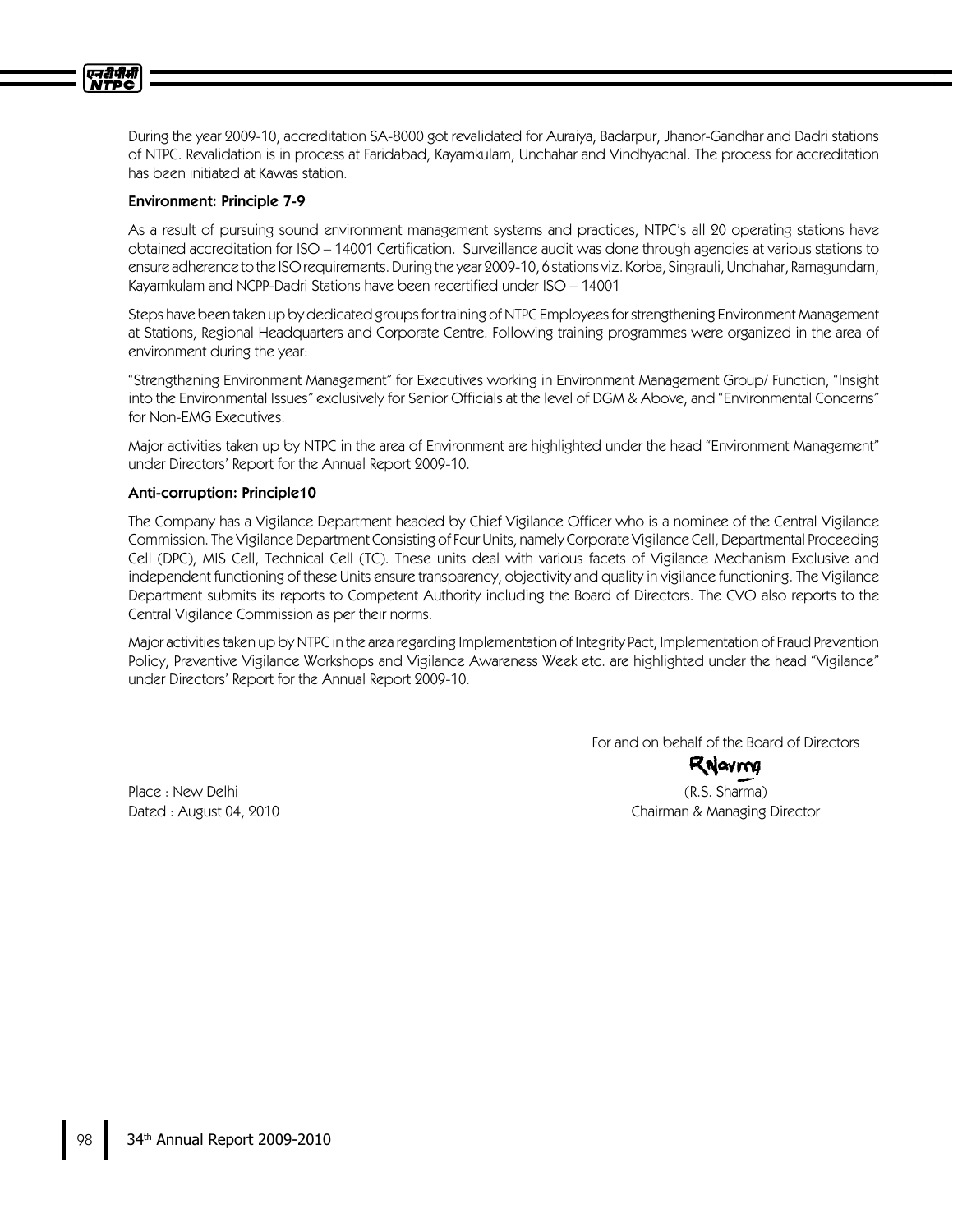During the year 2009-10, accreditation SA-8000 got revalidated for Auraiya, Badarpur, Jhanor-Gandhar and Dadri stations of NTPC. Revalidation is in process at Faridabad, Kayamkulam, Unchahar and Vindhyachal. The process for accreditation has been initiated at Kawas station.

**Environment: Principle 7-9**

As a result of pursuing sound environment management systems and practices, NTPC's all 20 operating stations have obtained accreditation for ISO – 14001 Certification. Surveillance audit was done through agencies at various stations to ensure adherence to the ISO requirements. During the year 2009-10, 6 stations viz. Korba, Singrauli, Unchahar, Ramagundam, Kayamkulam and NCPP-Dadri Stations have been recertified under ISO – 14001

Steps have been taken up by dedicated groups for training of NTPC Employees for strengthening Environment Management at Stations, Regional Headquarters and Corporate Centre. Following training programmes were organized in the area of environment during the year:

"Strengthening Environment Management" for Executives working in Environment Management Group/ Function, "Insight into the Environmental Issues" exclusively for Senior Officials at the level of DGM & Above, and "Environmental Concerns" for Non-EMG Executives.

Major activities taken up by NTPC in the area of Environment are highlighted under the head "Environment Management" under Directors' Report for the Annual Report 2009-10.

**Anti-corruption: Principle10**

The Company has a Vigilance Department headed by Chief Vigilance Officer who is a nominee of the Central Vigilance Commission. The Vigilance Department Consisting of Four Units, namely Corporate Vigilance Cell, Departmental Proceeding Cell (DPC), MIS Cell, Technical Cell (TC). These units deal with various facets of Vigilance Mechanism Exclusive and independent functioning of these Units ensure transparency, objectivity and quality in vigilance functioning. The Vigilance Department submits its reports to Competent Authority including the Board of Directors. The CVO also reports to the Central Vigilance Commission as per their norms.

Major activities taken up by NTPC in the area regarding Implementation of Integrity Pact, Implementation of Fraud Prevention Policy, Preventive Vigilance Workshops and Vigilance Awareness Week etc. are highlighted under the head "Vigilance" under Directors' Report for the Annual Report 2009-10.

For and on behalf of the Board of Directors

(R.S. Sharma)
Chairman & Managing Director

Place : New Delhi
Dated : August 04, 2010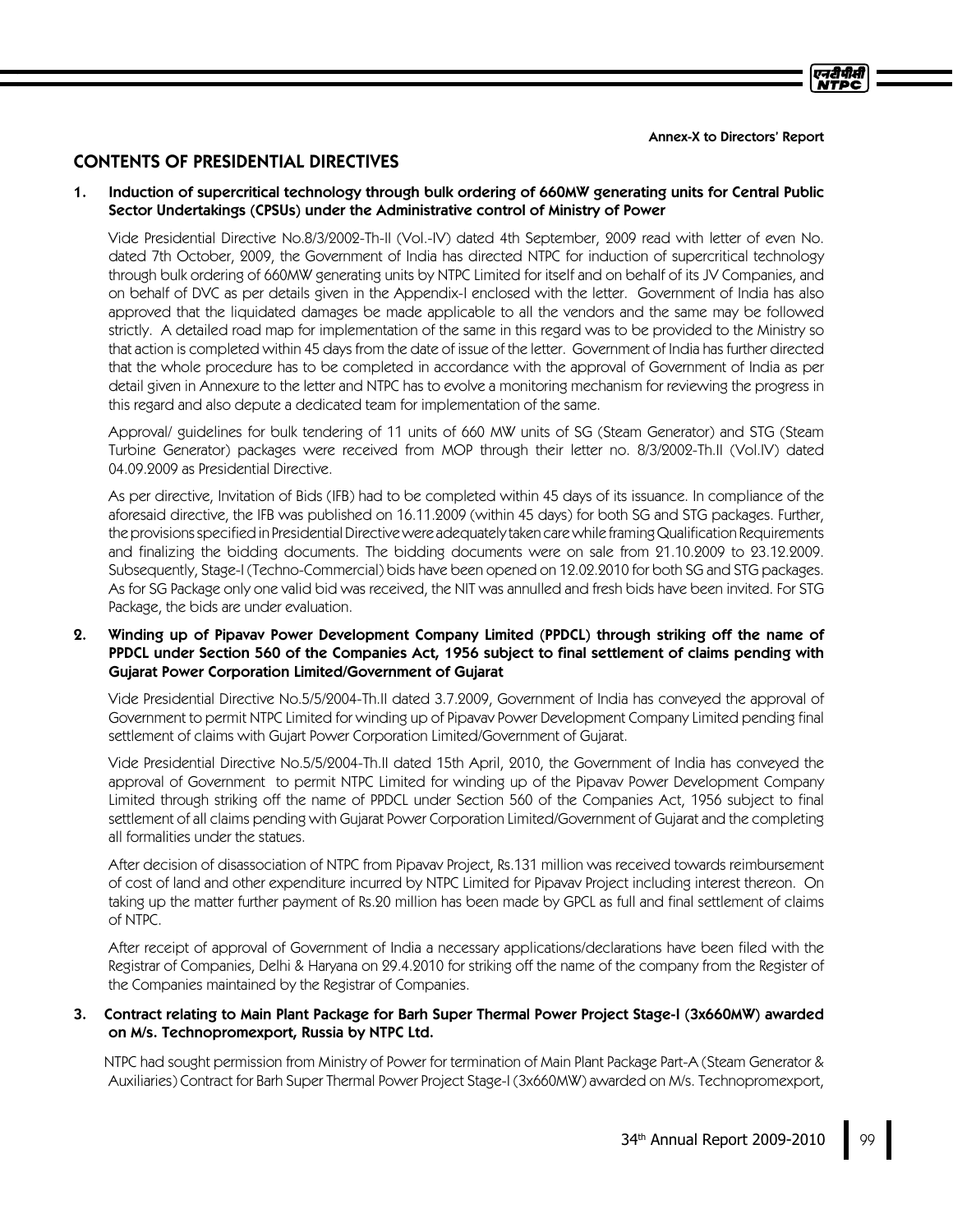Annex-X to Directors' Report

## CONTENTS OF PRESIDENTIAL DIRECTIVES

### 1. Induction of supercritical technology through bulk ordering of 660MW generating units for Central Public Sector Undertakings (CPSUs) under the Administrative control of Ministry of Power

Vide Presidential Directive No.8/3/2002-Th-II (Vol.-IV) dated 4th September, 2009 read with letter of even No. dated 7th October, 2009, the Government of India has directed NTPC for induction of supercritical technology through bulk ordering of 660MW generating units by NTPC Limited for itself and on behalf of its JV Companies, and on behalf of DVC as per details given in the Appendix-I enclosed with the letter. Government of India has also approved that the liquidated damages be made applicable to all the vendors and the same may be followed strictly. A detailed road map for implementation of the same in this regard was to be provided to the Ministry so that action is completed within 45 days from the date of issue of the letter. Government of India has further directed that the whole procedure has to be completed in accordance with the approval of Government of India as per detail given in Annexure to the letter and NTPC has to evolve a monitoring mechanism for reviewing the progress in this regard and also depute a dedicated team for implementation of the same.

Approval/ guidelines for bulk tendering of 11 units of 660 MW units of SG (Steam Generator) and STG (Steam Turbine Generator) packages were received from MOP through their letter no. 8/3/2002-Th.II (Vol.IV) dated 04.09.2009 as Presidential Directive.

As per directive, Invitation of Bids (IFB) had to be completed within 45 days of its issuance. In compliance of the aforesaid directive, the IFB was published on 16.11.2009 (within 45 days) for both SG and STG packages. Further, the provisions specified in Presidential Directive were adequately taken care while framing Qualification Requirements and finalizing the bidding documents. The bidding documents were on sale from 21.10.2009 to 23.12.2009. Subsequently, Stage-I (Techno-Commercial) bids have been opened on 12.02.2010 for both SG and STG packages. As for SG Package only one valid bid was received, the NIT was annulled and fresh bids have been invited. For STG Package, the bids are under evaluation.

### 2. Winding up of Pipavav Power Development Company Limited (PPDCL) through striking off the name of PPDCL under Section 560 of the Companies Act, 1956 subject to final settlement of claims pending with Gujarat Power Corporation Limited/Government of Gujarat

Vide Presidential Directive No.5/5/2004-Th.II dated 3.7.2009, Government of India has conveyed the approval of Government to permit NTPC Limited for winding up of Pipavav Power Development Company Limited pending final settlement of claims with Gujart Power Corporation Limited/Government of Gujarat.

Vide Presidential Directive No.5/5/2004-Th.II dated 15th April, 2010, the Government of India has conveyed the approval of Government to permit NTPC Limited for winding up of the Pipavav Power Development Company Limited through striking off the name of PPDCL under Section 560 of the Companies Act, 1956 subject to final settlement of all claims pending with Gujarat Power Corporation Limited/Government of Gujarat and the completing all formalities under the statues.

After decision of disassociation of NTPC from Pipavav Project, Rs.131 million was received towards reimbursement of cost of land and other expenditure incurred by NTPC Limited for Pipavav Project including interest thereon. On taking up the matter further payment of Rs.20 million has been made by GPCL as full and final settlement of claims of NTPC.

After receipt of approval of Government of India a necessary applications/declarations have been filed with the Registrar of Companies, Delhi & Haryana on 29.4.2010 for striking off the name of the company from the Register of the Companies maintained by the Registrar of Companies.

### 3. Contract relating to Main Plant Package for Barh Super Thermal Power Project Stage-I (3x660MW) awarded on M/s. Technopromexport, Russia by NTPC Ltd.

NTPC had sought permission from Ministry of Power for termination of Main Plant Package Part-A (Steam Generator & Auxiliaries) Contract for Barh Super Thermal Power Project Stage-I (3x660MW) awarded on M/s. Technopromexport,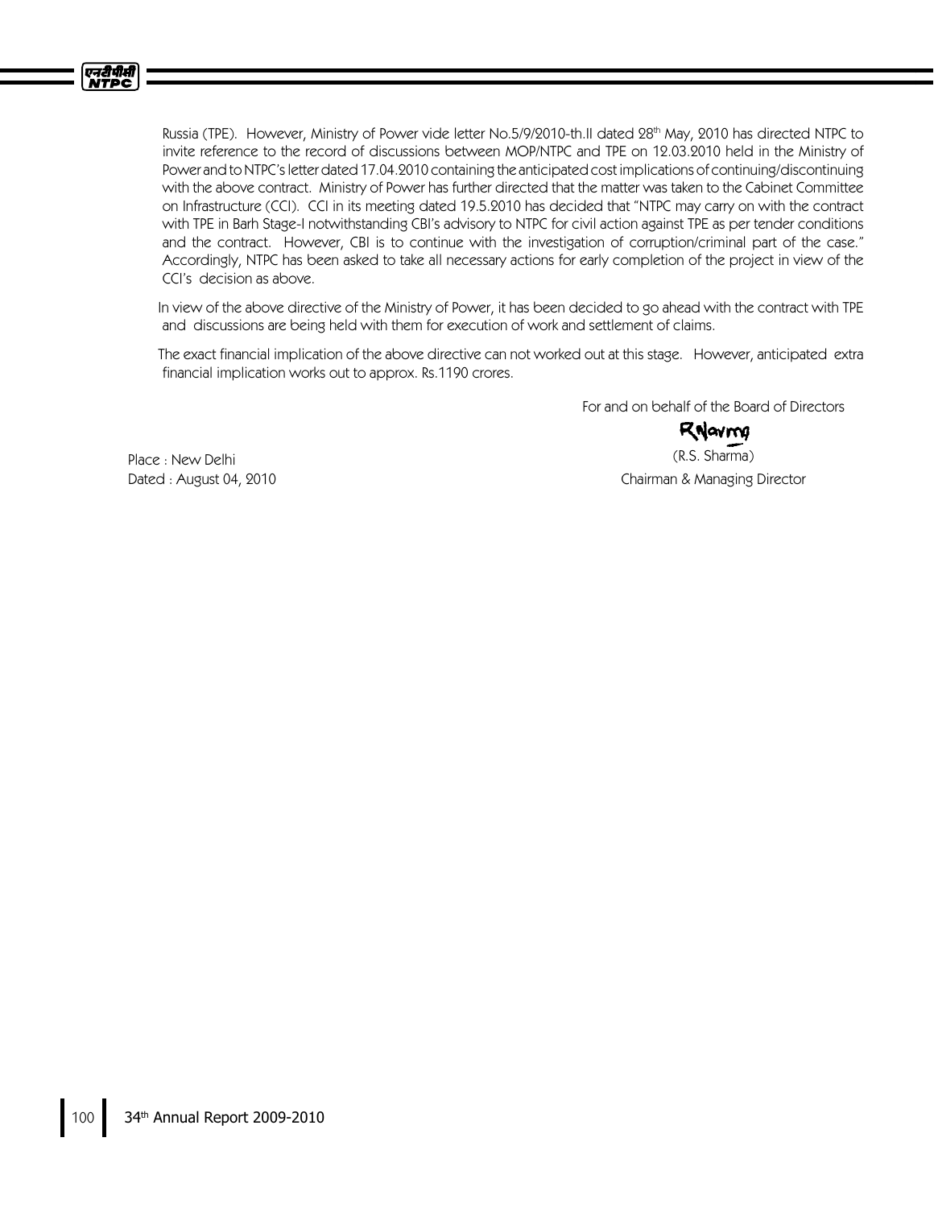Russia (TPE). However, Ministry of Power vide letter No.5/9/2010-th.II dated 28th May, 2010 has directed NTPC to invite reference to the record of discussions between MOP/NTPC and TPE on 12.03.2010 held in the Ministry of Power and to NTPC's letter dated 17.04.2010 containing the anticipated cost implications of continuing/discontinuing with the above contract. Ministry of Power has further directed that the matter was taken to the Cabinet Committee on Infrastructure (CCI). CCI in its meeting dated 19.5.2010 has decided that "NTPC may carry on with the contract with TPE in Barh Stage-I notwithstanding CBI's advisory to NTPC for civil action against TPE as per tender conditions and the contract. However, CBI is to continue with the investigation of corruption/criminal part of the case." Accordingly, NTPC has been asked to take all necessary actions for early completion of the project in view of the CCI's decision as above.

In view of the above directive of the Ministry of Power, it has been decided to go ahead with the contract with TPE and discussions are being held with them for execution of work and settlement of claims.

The exact financial implication of the above directive can not worked out at this stage. However, anticipated extra financial implication works out to approx. Rs.1190 crores.

For and on behalf of the Board of Directors

(R.S. Sharma)
Chairman & Managing Director

Place : New Delhi
Dated : August 04, 2010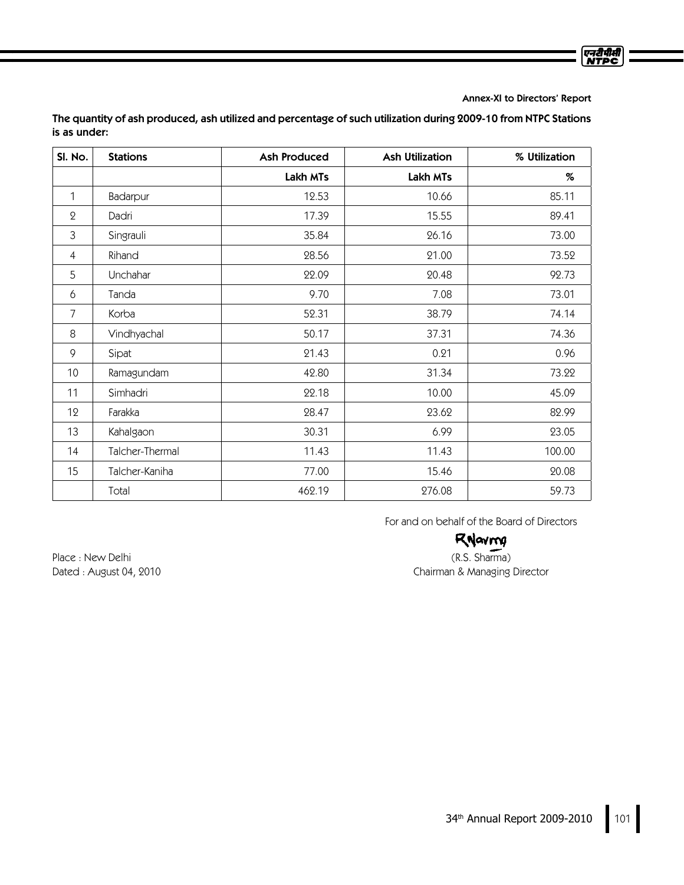Annex-XI to Directors' Report

**The quantity of ash produced, ash utilized and percentage of such utilization during 2009-10 from NTPC Stations is as under:**

| Sl. No. | Stations | Ash Produced | Ash Utilization | % Utilization |
|---|---|---|---|---|
| | | Lakh MTs | Lakh MTs | % |
| 1 | Badarpur | 12.53 | 10.66 | 85.11 |
| 2 | Dadri | 17.39 | 15.55 | 89.41 |
| 3 | Singrauli | 35.84 | 26.16 | 73.00 |
| 4 | Rihand | 28.56 | 21.00 | 73.52 |
| 5 | Unchahar | 22.09 | 20.48 | 92.73 |
| 6 | Tanda | 9.70 | 7.08 | 73.01 |
| 7 | Korba | 52.31 | 38.79 | 74.14 |
| 8 | Vindhyachal | 50.17 | 37.31 | 74.36 |
| 9 | Sipat | 21.43 | 0.21 | 0.96 |
| 10 | Ramagundam | 42.80 | 31.34 | 73.22 |
| 11 | Simhadri | 22.18 | 10.00 | 45.09 |
| 12 | Farakka | 28.47 | 23.62 | 82.99 |
| 13 | Kahalgaon | 30.31 | 6.99 | 23.05 |
| 14 | Talcher-Thermal | 11.43 | 11.43 | 100.00 |
| 15 | Talcher-Kaniha | 77.00 | 15.46 | 20.08 |
| | Total | 462.19 | 276.08 | 59.73 |

For and on behalf of the Board of Directors

(R.S. Sharma)
Chairman & Managing Director

Place : New Delhi
Dated : August 04, 2010